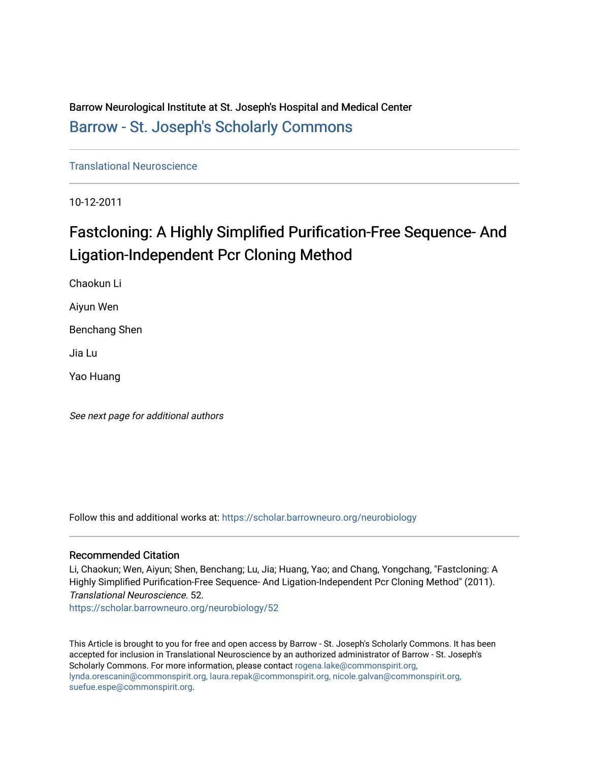Barrow Neurological Institute at St. Joseph's Hospital and Medical Center

Barrow - St. Joseph's Scholarly Commons

Translational Neuroscience

10-12-2011

# Fastcloning: A Highly Simplified Purification-Free Sequence- And Ligation-Independent Pcr Cloning Method

Chaokun Li

Aiyun Wen

Benchang Shen

Jia Lu

Yao Huang

*See next page for additional authors*

Follow this and additional works at: https://scholar.barrowneuro.org/neurobiology

## Recommended Citation

Li, Chaokun; Wen, Aiyun; Shen, Benchang; Lu, Jia; Huang, Yao; and Chang, Yongchang, "Fastcloning: A Highly Simplified Purification-Free Sequence- And Ligation-Independent Pcr Cloning Method" (2011). *Translational Neuroscience*. 52.
https://scholar.barrowneuro.org/neurobiology/52

This Article is brought to you for free and open access by Barrow - St. Joseph's Scholarly Commons. It has been accepted for inclusion in Translational Neuroscience by an authorized administrator of Barrow - St. Joseph's Scholarly Commons. For more information, please contact rogena.lake@commonspirit.org, lynda.orescanin@commonspirit.org, laura.repak@commonspirit.org, nicole.galvan@commonspirit.org, suefue.espe@commonspirit.org.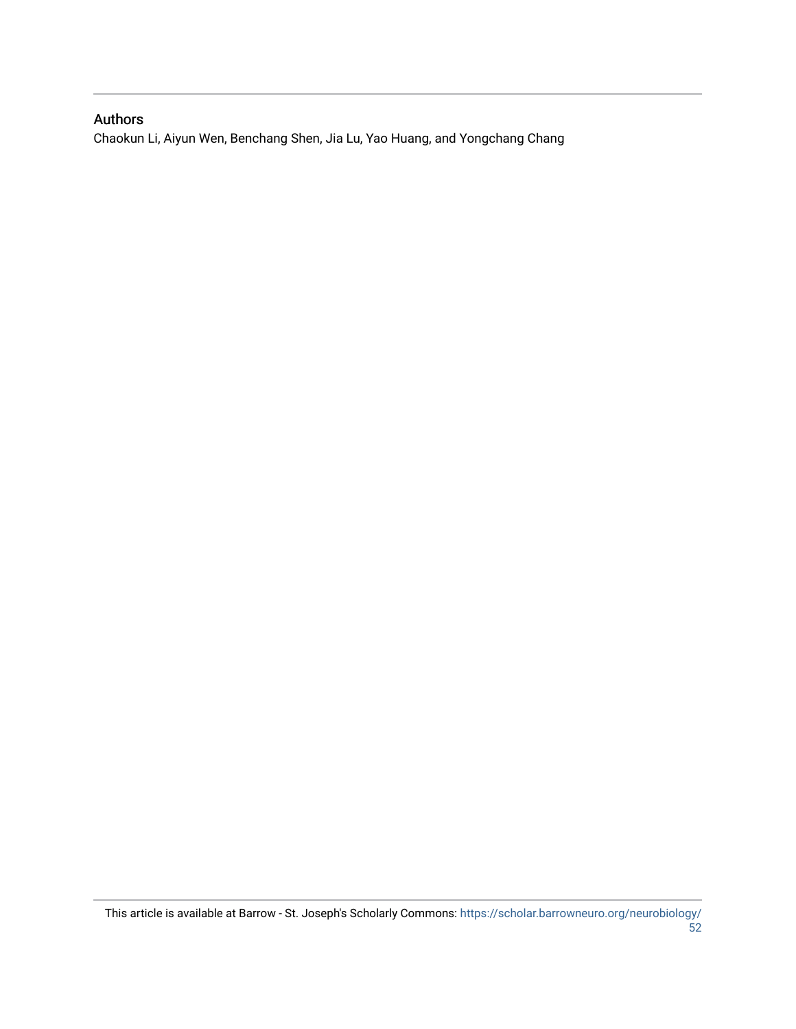## Authors

Chaokun Li, Aiyun Wen, Benchang Shen, Jia Lu, Yao Huang, and Yongchang Chang

This article is available at Barrow - St. Joseph's Scholarly Commons: https://scholar.barrowneuro.org/neurobiology/52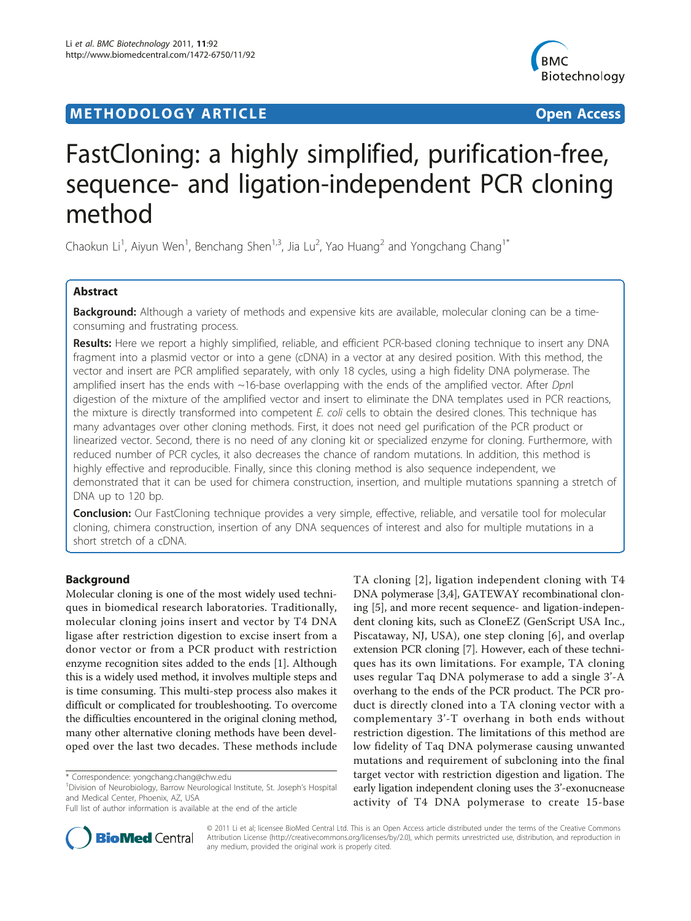# FastCloning: a highly simplified, purification-free, sequence- and ligation-independent PCR cloning method

Chaokun Li[1], Aiyun Wen[1], Benchang Shen[1,3], Jia Lu[2], Yao Huang[2] and Yongchang Chang[1*]

## Abstract

**Background:** Although a variety of methods and expensive kits are available, molecular cloning can be a time-consuming and frustrating process.

**Results:** Here we report a highly simplified, reliable, and efficient PCR-based cloning technique to insert any DNA fragment into a plasmid vector or into a gene (cDNA) in a vector at any desired position. With this method, the vector and insert are PCR amplified separately, with only 18 cycles, using a high fidelity DNA polymerase. The amplified insert has the ends with ~16-base overlapping with the ends of the amplified vector. After *Dpn*I digestion of the mixture of the amplified vector and insert to eliminate the DNA templates used in PCR reactions, the mixture is directly transformed into competent *E. coli* cells to obtain the desired clones. This technique has many advantages over other cloning methods. First, it does not need gel purification of the PCR product or linearized vector. Second, there is no need of any cloning kit or specialized enzyme for cloning. Furthermore, with reduced number of PCR cycles, it also decreases the chance of random mutations. In addition, this method is highly effective and reproducible. Finally, since this cloning method is also sequence independent, we demonstrated that it can be used for chimera construction, insertion, and multiple mutations spanning a stretch of DNA up to 120 bp.

**Conclusion:** Our FastCloning technique provides a very simple, effective, reliable, and versatile tool for molecular cloning, chimera construction, insertion of any DNA sequences of interest and also for multiple mutations in a short stretch of a cDNA.

## Background

Molecular cloning is one of the most widely used techniques in biomedical research laboratories. Traditionally, molecular cloning joins insert and vector by T4 DNA ligase after restriction digestion to excise insert from a donor vector or from a PCR product with restriction enzyme recognition sites added to the ends [1]. Although this is a widely used method, it involves multiple steps and is time consuming. This multi-step process also makes it difficult or complicated for troubleshooting. To overcome the difficulties encountered in the original cloning method, many other alternative cloning methods have been developed over the last two decades. These methods include TA cloning [2], ligation independent cloning with T4 DNA polymerase [3,4], GATEWAY recombinational cloning [5], and more recent sequence- and ligation-independent cloning kits, such as CloneEZ (GenScript USA Inc., Piscataway, NJ, USA), one step cloning [6], and overlap extension PCR cloning [7]. However, each of these techniques has its own limitations. For example, TA cloning uses regular Taq DNA polymerase to add a single 3'-A overhang to the ends of the PCR product. The PCR product is directly cloned into a TA cloning vector with a complementary 3'-T overhang in both ends without restriction digestion. The limitations of this method are low fidelity of Taq DNA polymerase causing unwanted mutations and requirement of subcloning into the final target vector with restriction digestion and ligation. The early ligation independent cloning uses the 3'-exonucnease activity of T4 DNA polymerase to create 15-base

\* Correspondence: yongchang.chang@chw.edu
[1]Division of Neurobiology, Barrow Neurological Institute, St. Joseph's Hospital and Medical Center, Phoenix, AZ, USA
Full list of author information is available at the end of the article

© 2011 Li et al; licensee BioMed Central Ltd. This is an Open Access article distributed under the terms of the Creative Commons Attribution License (http://creativecommons.org/licenses/by/2.0), which permits unrestricted use, distribution, and reproduction in any medium, provided the original work is properly cited.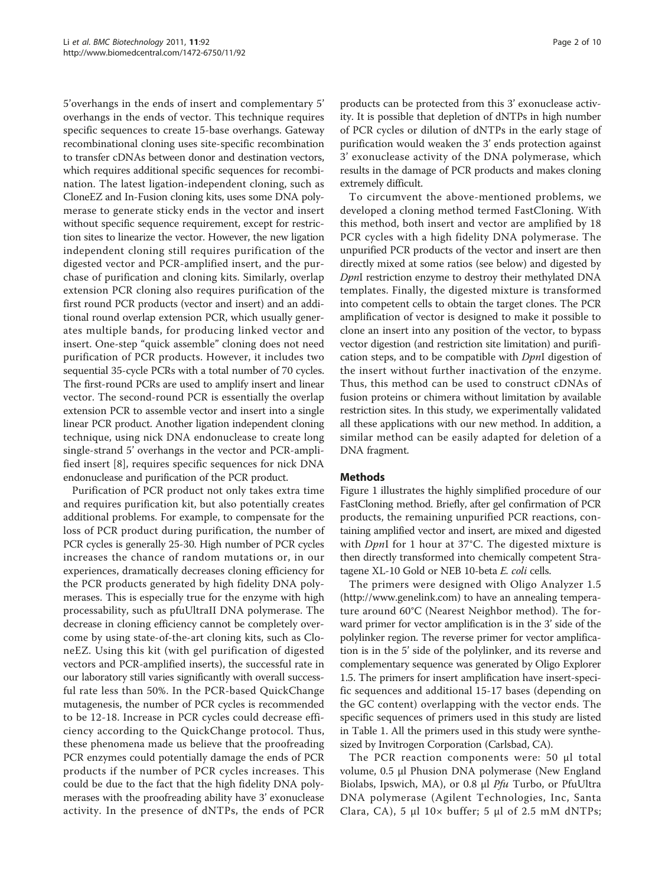5'overhangs in the ends of insert and complementary 5' overhangs in the ends of vector. This technique requires specific sequences to create 15-base overhangs. Gateway recombinational cloning uses site-specific recombination to transfer cDNAs between donor and destination vectors, which requires additional specific sequences for recombination. The latest ligation-independent cloning, such as CloneEZ and In-Fusion cloning kits, uses some DNA polymerase to generate sticky ends in the vector and insert without specific sequence requirement, except for restriction sites to linearize the vector. However, the new ligation independent cloning still requires purification of the digested vector and PCR-amplified insert, and the purchase of purification and cloning kits. Similarly, overlap extension PCR cloning also requires purification of the first round PCR products (vector and insert) and an additional round overlap extension PCR, which usually generates multiple bands, for producing linked vector and insert. One-step "quick assemble" cloning does not need purification of PCR products. However, it includes two sequential 35-cycle PCRs with a total number of 70 cycles. The first-round PCRs are used to amplify insert and linear vector. The second-round PCR is essentially the overlap extension PCR to assemble vector and insert into a single linear PCR product. Another ligation independent cloning technique, using nick DNA endonuclease to create long single-strand 5' overhangs in the vector and PCR-amplified insert [8], requires specific sequences for nick DNA endonuclease and purification of the PCR product.

Purification of PCR product not only takes extra time and requires purification kit, but also potentially creates additional problems. For example, to compensate for the loss of PCR product during purification, the number of PCR cycles is generally 25-30. High number of PCR cycles increases the chance of random mutations or, in our experiences, dramatically decreases cloning efficiency for the PCR products generated by high fidelity DNA polymerases. This is especially true for the enzyme with high processability, such as pfuUltraII DNA polymerase. The decrease in cloning efficiency cannot be completely overcome by using state-of-the-art cloning kits, such as CloneEZ. Using this kit (with gel purification of digested vectors and PCR-amplified inserts), the successful rate in our laboratory still varies significantly with overall successful rate less than 50%. In the PCR-based QuickChange mutagenesis, the number of PCR cycles is recommended to be 12-18. Increase in PCR cycles could decrease efficiency according to the QuickChange protocol. Thus, these phenomena made us believe that the proofreading PCR enzymes could potentially damage the ends of PCR products if the number of PCR cycles increases. This could be due to the fact that the high fidelity DNA polymerases with the proofreading ability have 3' exonuclease activity. In the presence of dNTPs, the ends of PCR products can be protected from this 3' exonuclease activity. It is possible that depletion of dNTPs in high number of PCR cycles or dilution of dNTPs in the early stage of purification would weaken the 3' ends protection against 3' exonuclease activity of the DNA polymerase, which results in the damage of PCR products and makes cloning extremely difficult.

To circumvent the above-mentioned problems, we developed a cloning method termed FastCloning. With this method, both insert and vector are amplified by 18 PCR cycles with a high fidelity DNA polymerase. The unpurified PCR products of the vector and insert are then directly mixed at some ratios (see below) and digested by *DpnI* restriction enzyme to destroy their methylated DNA templates. Finally, the digested mixture is transformed into competent cells to obtain the target clones. The PCR amplification of vector is designed to make it possible to clone an insert into any position of the vector, to bypass vector digestion (and restriction site limitation) and purification steps, and to be compatible with *DpnI* digestion of the insert without further inactivation of the enzyme. Thus, this method can be used to construct cDNAs of fusion proteins or chimera without limitation by available restriction sites. In this study, we experimentally validated all these applications with our new method. In addition, a similar method can be easily adapted for deletion of a DNA fragment.

## Methods

Figure 1 illustrates the highly simplified procedure of our FastCloning method. Briefly, after gel confirmation of PCR products, the remaining unpurified PCR reactions, containing amplified vector and insert, are mixed and digested with *DpnI* for 1 hour at 37°C. The digested mixture is then directly transformed into chemically competent Stratagene XL-10 Gold or NEB 10-beta *E. coli* cells.

The primers were designed with Oligo Analyzer 1.5 (http://www.genelink.com) to have an annealing temperature around 60°C (Nearest Neighbor method). The forward primer for vector amplification is in the 3' side of the polylinker region. The reverse primer for vector amplification is in the 5' side of the polylinker, and its reverse and complementary sequence was generated by Oligo Explorer 1.5. The primers for insert amplification have insert-specific sequences and additional 15-17 bases (depending on the GC content) overlapping with the vector ends. The specific sequences of primers used in this study are listed in Table 1. All the primers used in this study were synthesized by Invitrogen Corporation (Carlsbad, CA).

The PCR reaction components were: 50 μl total volume, 0.5 μl Phusion DNA polymerase (New England Biolabs, Ipswich, MA), or 0.8 μl *Pfu* Turbo, or PfuUltra DNA polymerase (Agilent Technologies, Inc, Santa Clara, CA), 5 μl 10× buffer; 5 μl of 2.5 mM dNTPs;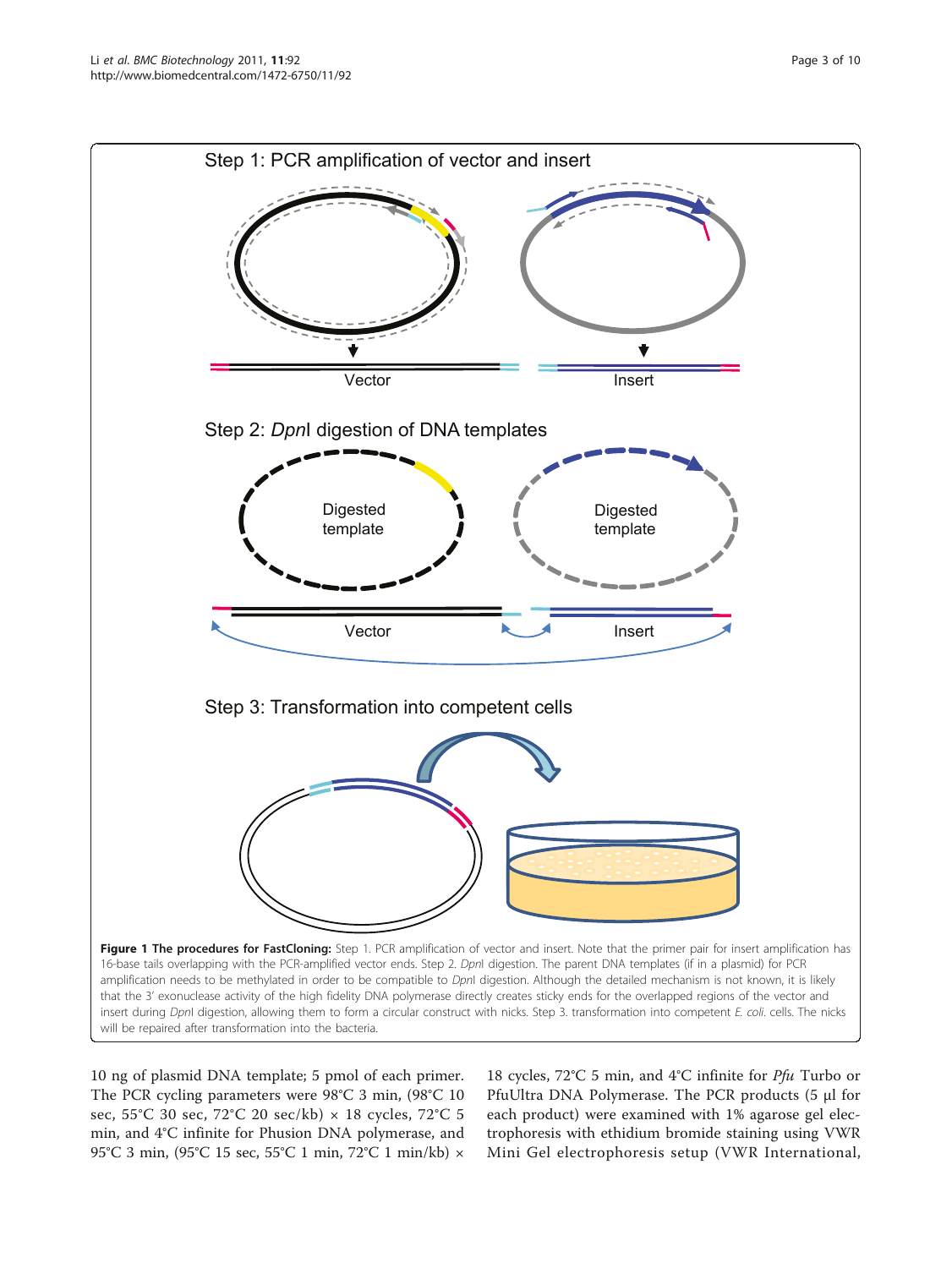**Figure 1 The procedures for FastCloning:** Step 1. PCR amplification of vector and insert. Note that the primer pair for insert amplification has 16-base tails overlapping with the PCR-amplified vector ends. Step 2. *Dpn*I digestion. The parent DNA templates (if in a plasmid) for PCR amplification needs to be methylated in order to be compatible to *Dpn*I digestion. Although the detailed mechanism is not known, it is likely that the 3' exonuclease activity of the high fidelity DNA polymerase directly creates sticky ends for the overlapped regions of the vector and insert during *Dpn*I digestion, allowing them to form a circular construct with nicks. Step 3. transformation into competent *E. coli*. cells. The nicks will be repaired after transformation into the bacteria.

10 ng of plasmid DNA template; 5 pmol of each primer. The PCR cycling parameters were 98°C 3 min, (98°C 10 sec, 55°C 30 sec, 72°C 20 sec/kb) × 18 cycles, 72°C 5 min, and 4°C infinite for Phusion DNA polymerase, and 95°C 3 min, (95°C 15 sec, 55°C 1 min, 72°C 1 min/kb) × 18 cycles, 72°C 5 min, and 4°C infinite for *Pfu* Turbo or PfuUltra DNA Polymerase. The PCR products (5 μl for each product) were examined with 1% agarose gel electrophoresis with ethidium bromide staining using VWR Mini Gel electrophoresis setup (VWR International,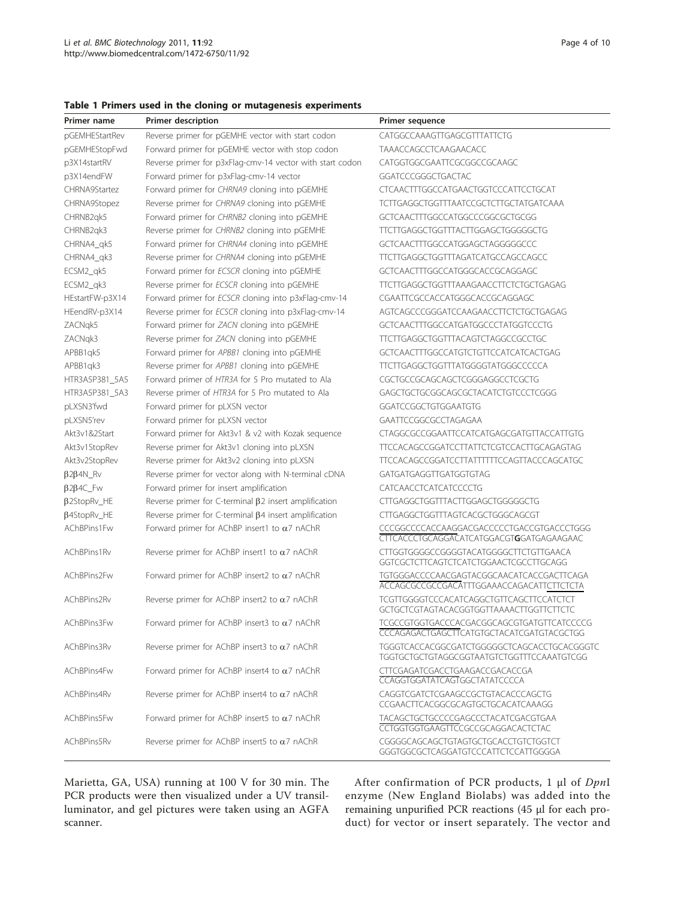**Table 1 Primers used in the cloning or mutagenesis experiments**

| Primer name | Primer description | Primer sequence |
|---|---|---|
| pGEMHEStartRev | Reverse primer for pGEMHE vector with start codon | CATGGCCAAAGTTGAGCGTTTATTCTG |
| pGEMHEStopFwd | Forward primer for pGEMHE vector with stop codon | TAAACCAGCCTCAAGAACACC |
| p3X14startRV | Reverse primer for p3xFlag-cmv-14 vector with start codon | CATGGTGGCGAATTCGCGGCCGCAAGC |
| p3X14endFW | Forward primer for p3xFlag-cmv-14 vector | GGATCCCGGGCTGACTAC |
| CHRNA9Startez | Forward primer for *CHRNA9* cloning into pGEMHE | CTCAACTTTGGCCATGAACTGGTCCCATTCCTGCAT |
| CHRNA9Stopez | Reverse primer for *CHRNA9* cloning into pGEMHE | TCTTGAGGCTGGTTTAATCCGCTCTTGCTATGATCAAA |
| CHRNB2qk5 | Forward primer for *CHRNB2* cloning into pGEMHE | GCTCAACTTTGGCCATGGCCCGGCGCTGCGG |
| CHRNB2qk3 | Reverse primer for *CHRNB2* cloning into pGEMHE | TTCTTGAGGCTGGTTTACTTGGAGCTGGGGGCTG |
| CHRNA4_qk5 | Forward primer for *CHRNA4* cloning into pGEMHE | GCTCAACTTTGGCCATGGAGCTAGGGGGCCC |
| CHRNA4_qk3 | Reverse primer for *CHRNA4* cloning into pGEMHE | TTCTTGAGGCTGGTTTAGATCATGCCAGCCAGCC |
| ECSM2_qk5 | Forward primer for *ECSCR* cloning into pGEMHE | GCTCAACTTTGGCCATGGGCACCGCAGGAGC |
| ECSM2_qk3 | Reverse primer for *ECSCR* cloning into pGEMHE | TTCTTGAGGCTGGTTTAAAGAACCTTCTCTGCTGAGAG |
| HEstartFW-p3X14 | Forward primer for *ECSCR* cloning into p3xFlag-cmv-14 | CGAATTCGCCACCATGGGCACCGCAGGAGC |
| HEendRV-p3X14 | Reverse primer for *ECSCR* cloning into p3xFlag-cmv-14 | AGTCAGCCCGGGATCCAAGAACCTTCTCTGCTGAGAG |
| ZACNqk5 | Forward primer for *ZACN* cloning into pGEMHE | GCTCAACTTTGGCCATGATGGCCCTATGGTCCCTG |
| ZACNqk3 | Reverse primer for *ZACN* cloning into pGEMHE | TTCTTGAGGCTGGTTTACAGTCTAGGCCGCCTGC |
| APBB1qk5 | Forward primer for *APBB1* cloning into pGEMHE | GCTCAACTTTGGCCATGTCTGTTCCATCATCACTGAG |
| APBB1qk3 | Reverse primer for *APBB1* cloning into pGEMHE | TTCTTGAGGCTGGTTTATGGGGTATGGGCCCCCA |
| HTR3A5P381_5A5 | Forward primer of *HTR3A* for 5 Pro mutated to Ala | CGCTGCCGCAGCAGCTCGGGAGGCCTCGCTG |
| HTR3A5P381_5A3 | Reverse primer of *HTR3A* for 5 Pro mutated to Ala | GAGCTGCTGCGGCAGCGCTACATCTGTCCCTCGGG |
| pLXSN3'fwd | Forward primer for pLXSN vector | GGATCCGGCTGTGGAATGTG |
| pLXSN5'rev | Forward primer for pLXSN vector | GAATTCCGGCGCCTAGAGAA |
| Akt3v1&2Start | Forward primer for Akt3v1 & v2 with Kozak sequence | CTAGGCGCCGGAATTCCATCATGAGCGATGTTACCATTGTG |
| Akt3v1StopRev | Reverse primer for Akt3v1 cloning into pLXSN | TTCCACAGCCGGATCCTTATTCTCGTCCACTTGCAGAGTAG |
| Akt3v2StopRev | Reverse primer for Akt3v2 cloning into pLXSN | TTCCACAGCCGGATCCTTATTTTTTCCAGTTACCCAGCATGC |
| β2β4N_Rv | Reverse primer for vector along with N-terminal cDNA | GATGATGAGGTTGATGGTGTAG |
| β2β4C_Fw | Forward primer for insert amplification | CATCAACCTCATCATCCCCTG |
| β2StopRv_HE | Reverse primer for C-terminal β2 insert amplification | CTTGAGGCTGGTTTACTTGGAGCTGGGGGCTG |
| β4StopRv_HE | Reverse primer for C-terminal β4 insert amplification | CTTGAGGCTGGTTTAGTCACGCTGGGCAGCGT |
| AChBPins1Fw | Forward primer for AChBP insert1 to α7 nAChR | CCCGGCCCCACCAAGGACGACCCCCTGACCGTGACCCTGGG CTTCACCCTGCAGGACATCATGGACGT**G**GATGAGAAGAAC |
| AChBPins1Rv | Reverse primer for AChBP insert1 to α7 nAChR | CTTGGTGGGGCCGGGGTACATGGGGCTTCTGTTGAACA GGTCGCTCTTCAGTCTCATCTGGAACTCGCCTTGCAGG |
| AChBPins2Fw | Forward primer for AChBP insert2 to α7 nAChR | TGTGGGACCCCAACGAGTACGGCAACATCACCGACTTCAGA ACCAGCGCCGCCGACATTTGGAAACCAGACATTCTTCTCTA |
| AChBPins2Rv | Reverse primer for AChBP insert2 to α7 nAChR | TCGTTGGGGTCCCACATCAGGCTGTTCAGCTTCCATCTCT GCTGCTCGTAGTACACGGTGGTTAAAACTTGGTTCTTCTC |
| AChBPins3Fw | Forward primer for AChBP insert3 to α7 nAChR | TCGCCGTGGTGACCCACGACGGCAGCGTGATGTTCATCCCCG CCCAGAGACTGAGCTTCATGTGCTACATCGATGTACGCTGG |
| AChBPins3Rv | Reverse primer for AChBP insert3 to α7 nAChR | TGGGTCACCACGGCGATCTGGGGGCTCAGCACCTGCACGGGTC TGGTGCTGCTGTAGGCGGTAATGTCTGGTTTCCAAATGTCGG |
| AChBPins4Fw | Forward primer for AChBP insert4 to α7 nAChR | CTTCGAGATCGACCTGAAGACCGACACCGA CCAGGTGGATATCAGTGGCTATATCCCCA |
| AChBPins4Rv | Reverse primer for AChBP insert4 to α7 nAChR | CAGGTCGATCTCGAAGCCGCTGTACACCCAGCTG CCGAACTTCACGGCGCAGTGCTGCACATCAAAGG |
| AChBPins5Fw | Forward primer for AChBP insert5 to α7 nAChR | TACAGCTGCTGCCCCGAGCCCTACATCGACGTGAA CCTGGTGGTGAAGTTCCGCCGCAGGACACTCTAC |
| AChBPins5Rv | Reverse primer for AChBP insert5 to α7 nAChR | CGGGGCAGCAGCTGTAGTGCTGCACCTGTCTGGTCT GGGTGGCGCTCAGGATGTCCCATTCTCCATTGGGGA |

Marietta, GA, USA) running at 100 V for 30 min. The PCR products were then visualized under a UV transilluminator, and gel pictures were taken using an AGFA scanner.

After confirmation of PCR products, 1 μl of *Dpn*I enzyme (New England Biolabs) was added into the remaining unpurified PCR reactions (45 μl for each product) for vector or insert separately. The vector and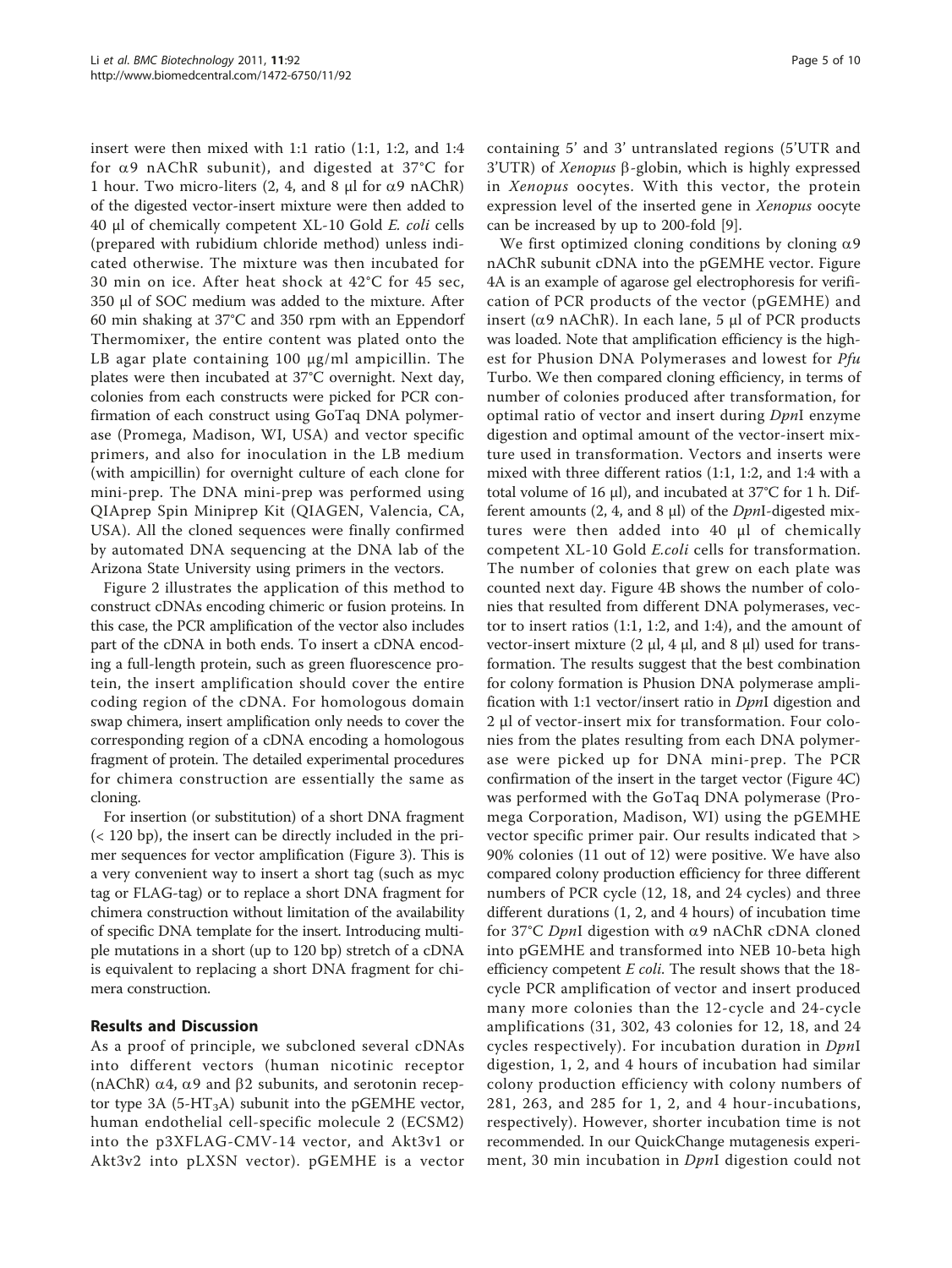insert were then mixed with 1:1 ratio (1:1, 1:2, and 1:4 for α9 nAChR subunit), and digested at 37°C for 1 hour. Two micro-liters (2, 4, and 8 μl for α9 nAChR) of the digested vector-insert mixture were then added to 40 μl of chemically competent XL-10 Gold *E. coli* cells (prepared with rubidium chloride method) unless indicated otherwise. The mixture was then incubated for 30 min on ice. After heat shock at 42°C for 45 sec, 350 μl of SOC medium was added to the mixture. After 60 min shaking at 37°C and 350 rpm with an Eppendorf Thermomixer, the entire content was plated onto the LB agar plate containing 100 μg/ml ampicillin. The plates were then incubated at 37°C overnight. Next day, colonies from each constructs were picked for PCR confirmation of each construct using GoTaq DNA polymerase (Promega, Madison, WI, USA) and vector specific primers, and also for inoculation in the LB medium (with ampicillin) for overnight culture of each clone for mini-prep. The DNA mini-prep was performed using QIAprep Spin Miniprep Kit (QIAGEN, Valencia, CA, USA). All the cloned sequences were finally confirmed by automated DNA sequencing at the DNA lab of the Arizona State University using primers in the vectors.

Figure 2 illustrates the application of this method to construct cDNAs encoding chimeric or fusion proteins. In this case, the PCR amplification of the vector also includes part of the cDNA in both ends. To insert a cDNA encoding a full-length protein, such as green fluorescence protein, the insert amplification should cover the entire coding region of the cDNA. For homologous domain swap chimera, insert amplification only needs to cover the corresponding region of a cDNA encoding a homologous fragment of protein. The detailed experimental procedures for chimera construction are essentially the same as cloning.

For insertion (or substitution) of a short DNA fragment (< 120 bp), the insert can be directly included in the primer sequences for vector amplification (Figure 3). This is a very convenient way to insert a short tag (such as myc tag or FLAG-tag) or to replace a short DNA fragment for chimera construction without limitation of the availability of specific DNA template for the insert. Introducing multiple mutations in a short (up to 120 bp) stretch of a cDNA is equivalent to replacing a short DNA fragment for chimera construction.

## Results and Discussion

As a proof of principle, we subcloned several cDNAs into different vectors (human nicotinic receptor (nAChR) α4, α9 and β2 subunits, and serotonin receptor type 3A (5-$HT_3$A) subunit into the pGEMHE vector, human endothelial cell-specific molecule 2 (ECSM2) into the p3XFLAG-CMV-14 vector, and Akt3v1 or Akt3v2 into pLXSN vector). pGEMHE is a vector containing 5' and 3' untranslated regions (5'UTR and 3'UTR) of *Xenopus* β-globin, which is highly expressed in *Xenopus* oocytes. With this vector, the protein expression level of the inserted gene in *Xenopus* oocyte can be increased by up to 200-fold [9].

We first optimized cloning conditions by cloning α9 nAChR subunit cDNA into the pGEMHE vector. Figure 4A is an example of agarose gel electrophoresis for verification of PCR products of the vector (pGEMHE) and insert (α9 nAChR). In each lane, 5 μl of PCR products was loaded. Note that amplification efficiency is the highest for Phusion DNA Polymerases and lowest for *Pfu* Turbo. We then compared cloning efficiency, in terms of number of colonies produced after transformation, for optimal ratio of vector and insert during *Dpn*I enzyme digestion and optimal amount of the vector-insert mixture used in transformation. Vectors and inserts were mixed with three different ratios (1:1, 1:2, and 1:4 with a total volume of 16 μl), and incubated at 37°C for 1 h. Different amounts (2, 4, and 8 μl) of the *Dpn*I-digested mixtures were then added into 40 μl of chemically competent XL-10 Gold *E.coli* cells for transformation. The number of colonies that grew on each plate was counted next day. Figure 4B shows the number of colonies that resulted from different DNA polymerases, vector to insert ratios (1:1, 1:2, and 1:4), and the amount of vector-insert mixture (2 μl, 4 μl, and 8 μl) used for transformation. The results suggest that the best combination for colony formation is Phusion DNA polymerase amplification with 1:1 vector/insert ratio in *Dpn*I digestion and 2 μl of vector-insert mix for transformation. Four colonies from the plates resulting from each DNA polymerase were picked up for DNA mini-prep. The PCR confirmation of the insert in the target vector (Figure 4C) was performed with the GoTaq DNA polymerase (Promega Corporation, Madison, WI) using the pGEMHE vector specific primer pair. Our results indicated that > 90% colonies (11 out of 12) were positive. We have also compared colony production efficiency for three different numbers of PCR cycle (12, 18, and 24 cycles) and three different durations (1, 2, and 4 hours) of incubation time for 37°C *Dpn*I digestion with α9 nAChR cDNA cloned into pGEMHE and transformed into NEB 10-beta high efficiency competent *E coli.* The result shows that the 18-cycle PCR amplification of vector and insert produced many more colonies than the 12-cycle and 24-cycle amplifications (31, 302, 43 colonies for 12, 18, and 24 cycles respectively). For incubation duration in *Dpn*I digestion, 1, 2, and 4 hours of incubation had similar colony production efficiency with colony numbers of 281, 263, and 285 for 1, 2, and 4 hour-incubations, respectively). However, shorter incubation time is not recommended. In our QuickChange mutagenesis experiment, 30 min incubation in *Dpn*I digestion could not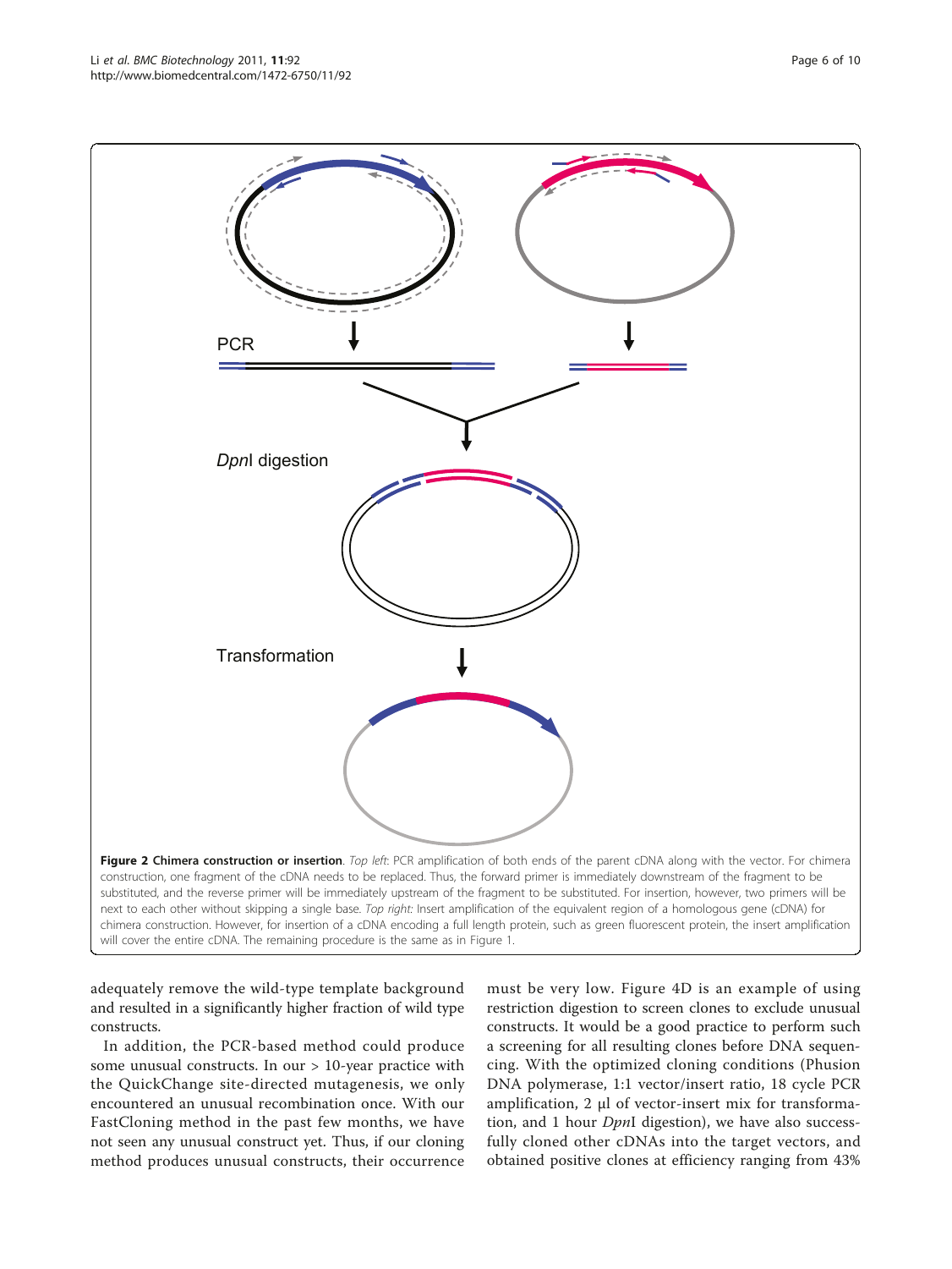**Figure 2 Chimera construction or insertion**. *Top left:* PCR amplification of both ends of the parent cDNA along with the vector. For chimera construction, one fragment of the cDNA needs to be replaced. Thus, the forward primer is immediately downstream of the fragment to be substituted, and the reverse primer will be immediately upstream of the fragment to be substituted. For insertion, however, two primers will be next to each other without skipping a single base. *Top right:* Insert amplification of the equivalent region of a homologous gene (cDNA) for chimera construction. However, for insertion of a cDNA encoding a full length protein, such as green fluorescent protein, the insert amplification will cover the entire cDNA. The remaining procedure is the same as in Figure 1.

adequately remove the wild-type template background and resulted in a significantly higher fraction of wild type constructs.

In addition, the PCR-based method could produce some unusual constructs. In our > 10-year practice with the QuickChange site-directed mutagenesis, we only encountered an unusual recombination once. With our FastCloning method in the past few months, we have not seen any unusual construct yet. Thus, if our cloning method produces unusual constructs, their occurrence must be very low. Figure 4D is an example of using restriction digestion to screen clones to exclude unusual constructs. It would be a good practice to perform such a screening for all resulting clones before DNA sequencing. With the optimized cloning conditions (Phusion DNA polymerase, 1:1 vector/insert ratio, 18 cycle PCR amplification, 2 μl of vector-insert mix for transformation, and 1 hour *Dpn*I digestion), we have also successfully cloned other cDNAs into the target vectors, and obtained positive clones at efficiency ranging from 43%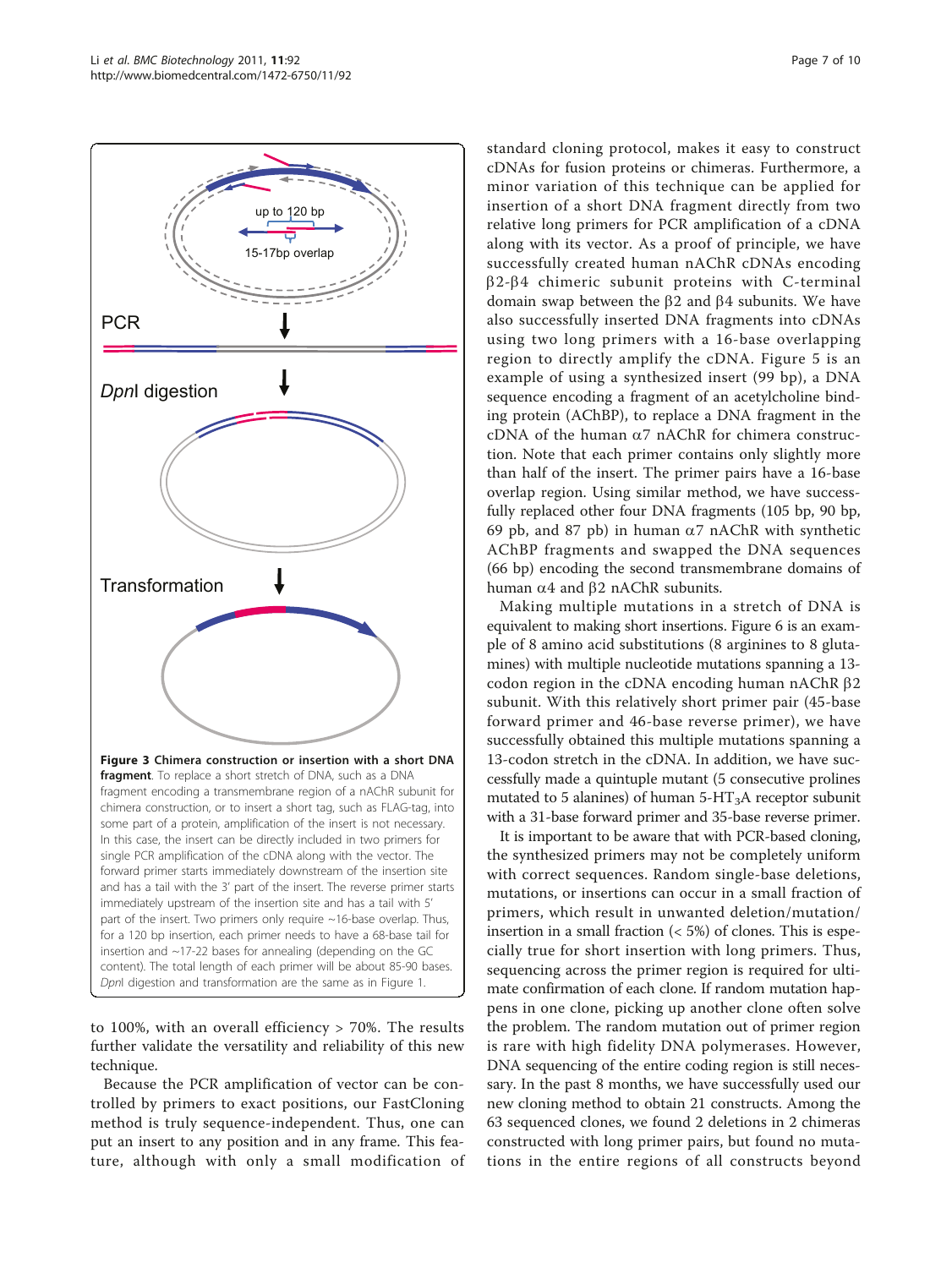**Figure 3 Chimera construction or insertion with a short DNA fragment**. To replace a short stretch of DNA, such as a DNA fragment encoding a transmembrane region of a nAChR subunit for chimera construction, or to insert a short tag, such as FLAG-tag, into some part of a protein, amplification of the insert is not necessary. In this case, the insert can be directly included in two primers for single PCR amplification of the cDNA along with the vector. The forward primer starts immediately downstream of the insertion site and has a tail with the 3' part of the insert. The reverse primer starts immediately upstream of the insertion site and has a tail with 5' part of the insert. Two primers only require ~16-base overlap. Thus, for a 120 bp insertion, each primer needs to have a 68-base tail for insertion and ~17-22 bases for annealing (depending on the GC content). The total length of each primer will be about 85-90 bases. *Dpn*I digestion and transformation are the same as in Figure 1.

to 100%, with an overall efficiency > 70%. The results further validate the versatility and reliability of this new technique.

Because the PCR amplification of vector can be controlled by primers to exact positions, our FastCloning method is truly sequence-independent. Thus, one can put an insert to any position and in any frame. This feature, although with only a small modification of standard cloning protocol, makes it easy to construct cDNAs for fusion proteins or chimeras. Furthermore, a minor variation of this technique can be applied for insertion of a short DNA fragment directly from two relative long primers for PCR amplification of a cDNA along with its vector. As a proof of principle, we have successfully created human nAChR cDNAs encoding β2-β4 chimeric subunit proteins with C-terminal domain swap between the β2 and β4 subunits. We have also successfully inserted DNA fragments into cDNAs using two long primers with a 16-base overlapping region to directly amplify the cDNA. Figure 5 is an example of using a synthesized insert (99 bp), a DNA sequence encoding a fragment of an acetylcholine binding protein (AChBP), to replace a DNA fragment in the cDNA of the human α7 nAChR for chimera construction. Note that each primer contains only slightly more than half of the insert. The primer pairs have a 16-base overlap region. Using similar method, we have successfully replaced other four DNA fragments (105 bp, 90 bp, 69 pb, and 87 pb) in human α7 nAChR with synthetic AChBP fragments and swapped the DNA sequences (66 bp) encoding the second transmembrane domains of human α4 and β2 nAChR subunits.

Making multiple mutations in a stretch of DNA is equivalent to making short insertions. Figure 6 is an example of 8 amino acid substitutions (8 arginines to 8 glutamines) with multiple nucleotide mutations spanning a 13-codon region in the cDNA encoding human nAChR β2 subunit. With this relatively short primer pair (45-base forward primer and 46-base reverse primer), we have successfully obtained this multiple mutations spanning a 13-codon stretch in the cDNA. In addition, we have successfully made a quintuple mutant (5 consecutive prolines mutated to 5 alanines) of human 5-$HT_3$A receptor subunit with a 31-base forward primer and 35-base reverse primer.

It is important to be aware that with PCR-based cloning, the synthesized primers may not be completely uniform with correct sequences. Random single-base deletions, mutations, or insertions can occur in a small fraction of primers, which result in unwanted deletion/mutation/insertion in a small fraction (< 5%) of clones. This is especially true for short insertion with long primers. Thus, sequencing across the primer region is required for ultimate confirmation of each clone. If random mutation happens in one clone, picking up another clone often solve the problem. The random mutation out of primer region is rare with high fidelity DNA polymerases. However, DNA sequencing of the entire coding region is still necessary. In the past 8 months, we have successfully used our new cloning method to obtain 21 constructs. Among the 63 sequenced clones, we found 2 deletions in 2 chimeras constructed with long primer pairs, but found no mutations in the entire regions of all constructs beyond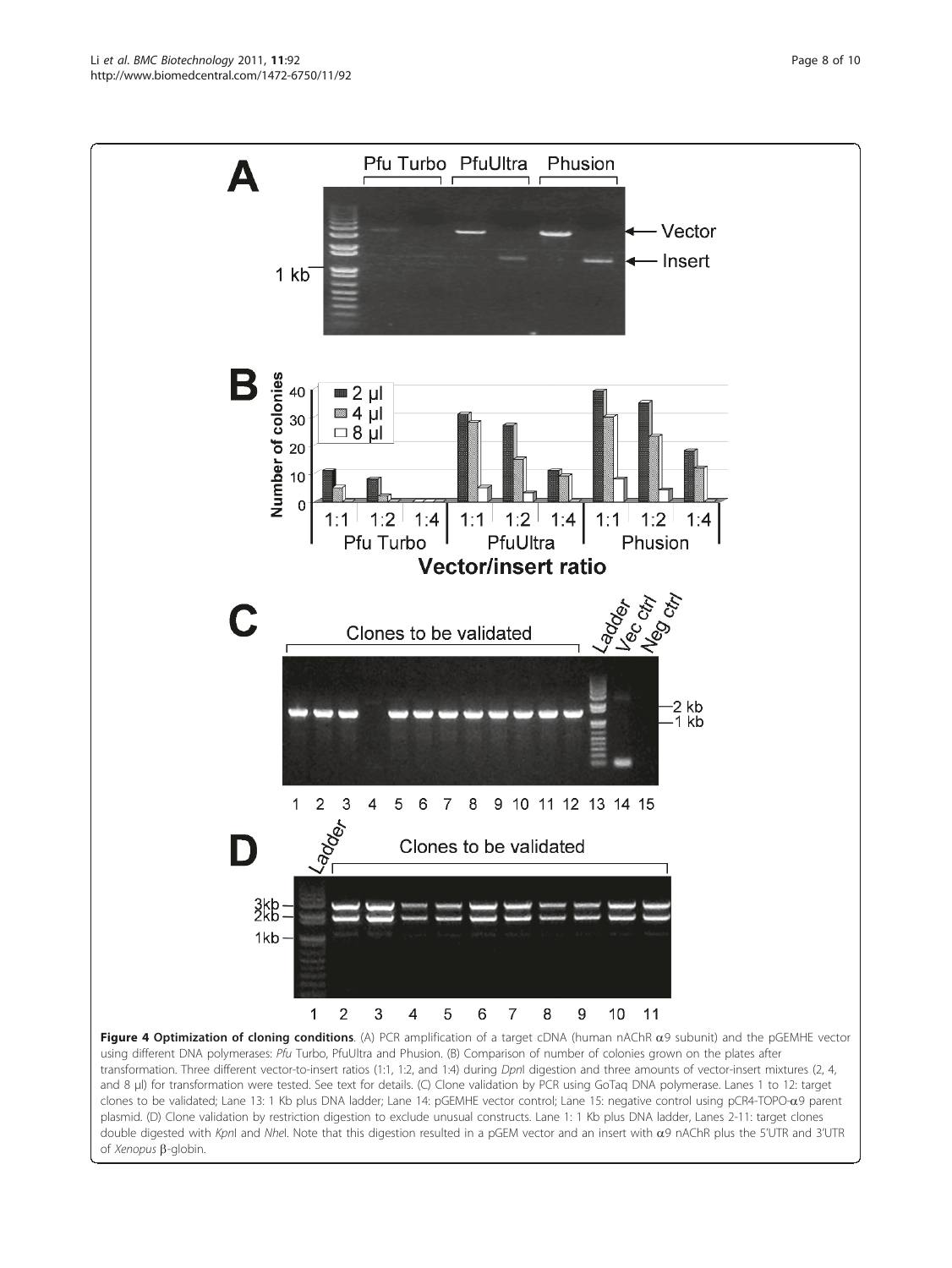**Figure 4 Optimization of cloning conditions**. (A) PCR amplification of a target cDNA (human nAChR α9 subunit) and the pGEMHE vector using different DNA polymerases: *Pfu* Turbo, PfuUltra and Phusion. (B) Comparison of number of colonies grown on the plates after transformation. Three different vector-to-insert ratios (1:1, 1:2, and 1:4) during *Dpn*I digestion and three amounts of vector-insert mixtures (2, 4, and 8 μl) for transformation were tested. See text for details. (C) Clone validation by PCR using GoTaq DNA polymerase. Lanes 1 to 12: target clones to be validated; Lane 13: 1 Kb plus DNA ladder; Lane 14: pGEMHE vector control; Lane 15: negative control using pCR4-TOPO-α9 parent plasmid. (D) Clone validation by restriction digestion to exclude unusual constructs. Lane 1: 1 Kb plus DNA ladder, Lanes 2-11: target clones double digested with *Kpn*I and *Nhe*I. Note that this digestion resulted in a pGEM vector and an insert with α9 nAChR plus the 5'UTR and 3'UTR of *Xenopus* β-globin.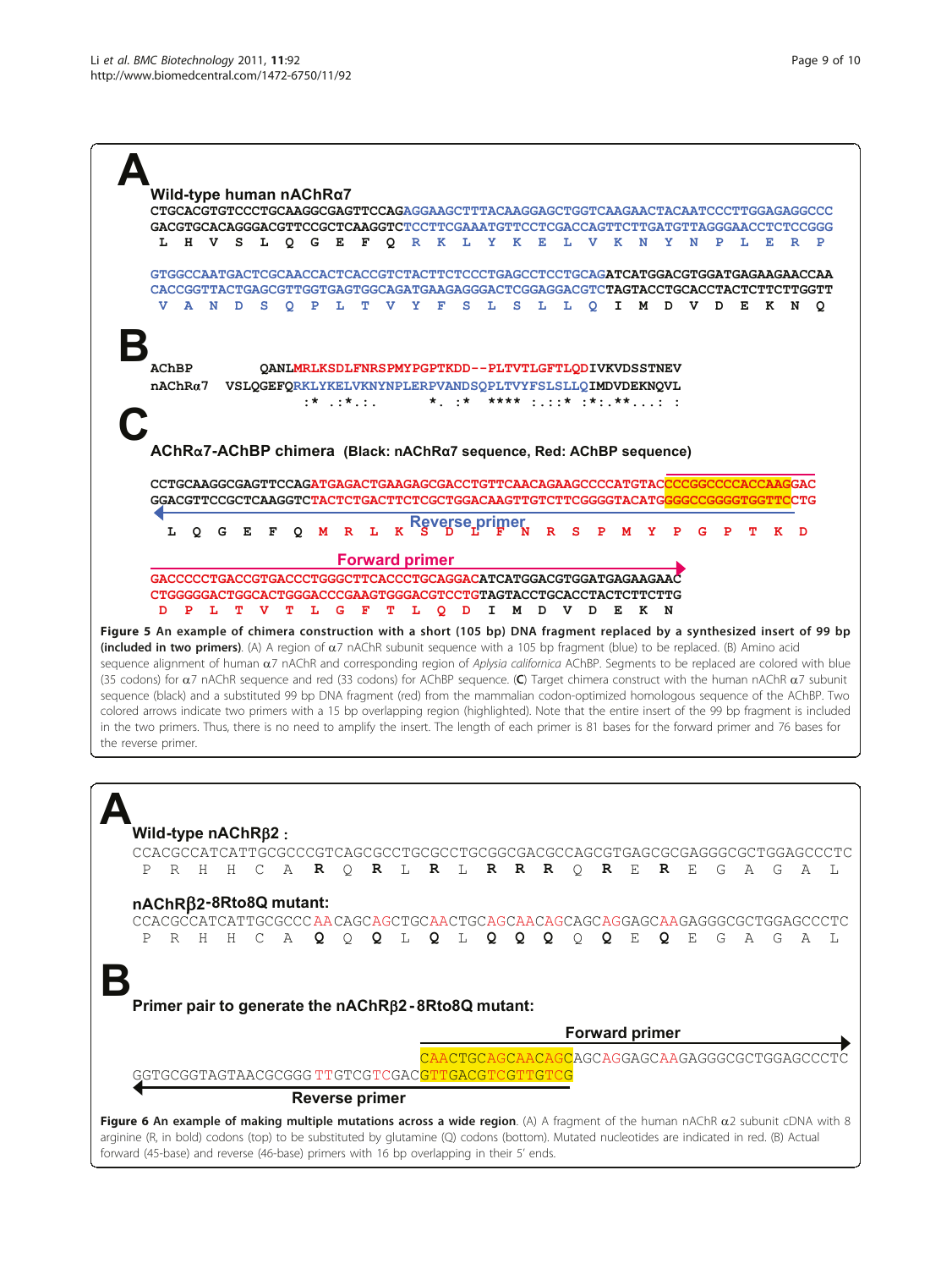**A**

**Wild-type human nAChRα7**

```
CTGCACGTGTCCCTGCAAGGCGAGTTCCAGAGGAAGCTTTACAAGGAGCTGGTCAAGAACTACAATCCCTTGGAGAGGCCC
GACGTGCACAGGGACGTTCCGCTCAAGGTCTCCTTCGAAATGTTCCTCGACCAGTTCTTGATGTTAGGGAACCTCTCCGGG
 L  H  V  S  L  Q  G  E  F  Q  R  K  L  Y  K  E  L  V  K  N  Y  N  P  L  E  R  P

GTGGCCAATGACTCGCAACCACTCACCGTCTACTTCTCCCTGAGCCTCCTGCAGATCATGGACGTGGATGAGAAGAACCAA
CACCGGTTACTGAGCGTTGGTGAGTGGCAGATGAAGAGGGACTCGGAGGACGTCTAGTACCTGCACCTACTCTTCTTGGTT
 V  A  N  D  S  Q  P  L  T  V  Y  F  S  L  S  L  L  Q  I  M  D  V  D  E  K  N  Q
```

**B**

```
AChBP        QANLMRLKSDLFNRSPMYPGPTKDD--PLTVTLGFTLQDIVKVDSSTNEV
nAChRα7  VSLQGEFQRKLYKELVKNYNPLERPVANDSQPLTVYFSLSLLQIMDVDEKNQVL
                 :* .:*.:.        *. :*  **** :.::* :*:.**...: :
```

**C**

**AChRα7-AChBP chimera** (Black: nAChRα7 sequence, Red: AChBP sequence)

```
CCTGCAAGGCGAGTTCCAGATGAGACTGAAGAGCGACCTGTTCAACAGAAGCCCCATGTACCCCGGCCCCACCAAGGAC
GGACGTTCCGCTCAAGGTCTACTCTGACTTCTCGCTGGACAAGTTGTCTTCGGGGTACATGGGGCCGGGGTGGTTCCTG
  L  Q  G  E  F  Q  M  R  L  K  S  D  L  F  N  R  S  P  M  Y  P  G  P  T  K  D
```

Reverse primer

Forward primer

```
GACCCCCTGACCGTGACCCTGGGCTTCACCCTGCAGGACATCATGGACGTGGATGAGAAGAAC
CTGGGGGACTGGCACTGGGACCCGAAGTGGGACGTCCTGTAGTACCTGCACCTACTCTTCTTG
 D  P  L  T  V  T  L  G  F  T  L  Q  D  I  M  D  V  D  E  K  N
```

**Figure 5 An example of chimera construction with a short (105 bp) DNA fragment replaced by a synthesized insert of 99 bp (included in two primers).** (A) A region of α7 nAChR subunit sequence with a 105 bp fragment (blue) to be replaced. (B) Amino acid sequence alignment of human α7 nAChR and corresponding region of *Aplysia californica* AChBP. Segments to be replaced are colored with blue (35 codons) for α7 nAChR sequence and red (33 codons) for AChBP sequence. (**C**) Target chimera construct with the human nAChR α7 subunit sequence (black) and a substituted 99 bp DNA fragment (red) from the mammalian codon-optimized homologous sequence of the AChBP. Two colored arrows indicate two primers with a 15 bp overlapping region (highlighted). Note that the entire insert of the 99 bp fragment is included in the two primers. Thus, there is no need to amplify the insert. The length of each primer is 81 bases for the forward primer and 76 bases for the reverse primer.

**A**

**Wild-type nAChRβ2 :**

```
CCACGCCATCATTGCGCCCGTCAGCGCCTGCGCCTGCGGCGACGCCAGCGTGAGCGCGAGGGCGCTGGAGCCCTC
 P  R  H  H  C  A  R  Q  R  L  R  L  R  R  R  Q  R  E  R  E  G  A  G  A  L
```

**nAChRβ2-8Rto8Q mutant:**

```
CCACGCCATCATTGCGCCCAACAGCAGCTGCAACTGCAGCAACAGCAGCAGGAGCAAGAGGGCGCTGGAGCCCTC
 P  R  H  H  C  A  Q  Q  Q  L  Q  L  Q  Q  Q  Q  Q  E  Q  E  G  A  G  A  L
```

**B**

**Primer pair to generate the nAChRβ2-8Rto8Q mutant:**

Forward primer

```
                                CAACTGCAGCAACAGCAGCAGGAGCAAGAGGGCGCTGGAGCCCTC
GGTGCGGTAGTAACGCGGGTTGTCGTCGACGTTGACGTCGTTGTCG
```

Reverse primer

**Figure 6 An example of making multiple mutations across a wide region.** (A) A fragment of the human nAChR α2 subunit cDNA with 8 arginine (R, in bold) codons (top) to be substituted by glutamine (Q) codons (bottom). Mutated nucleotides are indicated in red. (B) Actual forward (45-base) and reverse (46-base) primers with 16 bp overlapping in their 5' ends.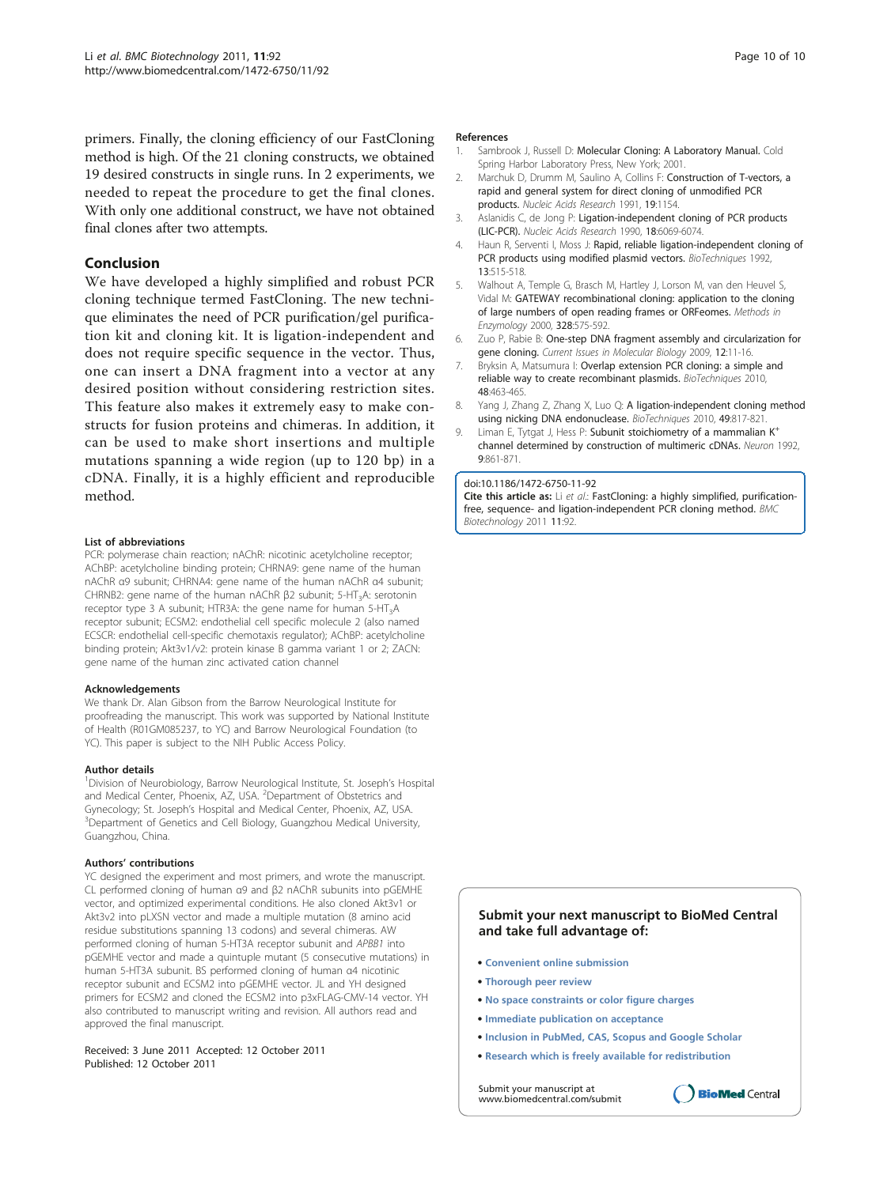primers. Finally, the cloning efficiency of our FastCloning method is high. Of the 21 cloning constructs, we obtained 19 desired constructs in single runs. In 2 experiments, we needed to repeat the procedure to get the final clones. With only one additional construct, we have not obtained final clones after two attempts.

## Conclusion

We have developed a highly simplified and robust PCR cloning technique termed FastCloning. The new technique eliminates the need of PCR purification/gel purification kit and cloning kit. It is ligation-independent and does not require specific sequence in the vector. Thus, one can insert a DNA fragment into a vector at any desired position without considering restriction sites. This feature also makes it extremely easy to make constructs for fusion proteins and chimeras. In addition, it can be used to make short insertions and multiple mutations spanning a wide region (up to 120 bp) in a cDNA. Finally, it is a highly efficient and reproducible method.

#### List of abbreviations

PCR: polymerase chain reaction; nAChR: nicotinic acetylcholine receptor; AChBP: acetylcholine binding protein; CHRNA9: gene name of the human nAChR α9 subunit; CHRNA4: gene name of the human nAChR α4 subunit; CHRNB2: gene name of the human nAChR β2 subunit; 5-$HT_3$A: serotonin receptor type 3 A subunit; HTR3A: the gene name for human 5-$HT_3$A receptor subunit; ECSM2: endothelial cell specific molecule 2 (also named ECSCR: endothelial cell-specific chemotaxis regulator); AChBP: acetylcholine binding protein; Akt3v1/v2: protein kinase B gamma variant 1 or 2; ZACN: gene name of the human zinc activated cation channel

#### Acknowledgements

We thank Dr. Alan Gibson from the Barrow Neurological Institute for proofreading the manuscript. This work was supported by National Institute of Health (R01GM085237, to YC) and Barrow Neurological Foundation (to YC). This paper is subject to the NIH Public Access Policy.

#### Author details

[1]Division of Neurobiology, Barrow Neurological Institute, St. Joseph's Hospital and Medical Center, Phoenix, AZ, USA. [2]Department of Obstetrics and Gynecology; St. Joseph's Hospital and Medical Center, Phoenix, AZ, USA. [3]Department of Genetics and Cell Biology, Guangzhou Medical University, Guangzhou, China.

#### Authors' contributions

YC designed the experiment and most primers, and wrote the manuscript. CL performed cloning of human α9 and β2 nAChR subunits into pGEMHE vector, and optimized experimental conditions. He also cloned Akt3v1 or Akt3v2 into pLXSN vector and made a multiple mutation (8 amino acid residue substitutions spanning 13 codons) and several chimeras. AW performed cloning of human 5-HT3A receptor subunit and *APBB1* into pGEMHE vector and made a quintuple mutant (5 consecutive mutations) in human 5-HT3A subunit. BS performed cloning of human α4 nicotinic receptor subunit and ECSM2 into pGEMHE vector. JL and YH designed primers for ECSM2 and cloned the ECSM2 into p3xFLAG-CMV-14 vector. YH also contributed to manuscript writing and revision. All authors read and approved the final manuscript.

Received: 3 June 2011 Accepted: 12 October 2011
Published: 12 October 2011

#### References

1. Sambrook J, Russell D: **Molecular Cloning: A Laboratory Manual.** Cold Spring Harbor Laboratory Press, New York; 2001.
2. Marchuk D, Drumm M, Saulino A, Collins F: **Construction of T-vectors, a rapid and general system for direct cloning of unmodified PCR products.** *Nucleic Acids Research* 1991, **19**:1154.
3. Aslanidis C, de Jong P: **Ligation-independent cloning of PCR products (LIC-PCR).** *Nucleic Acids Research* 1990, **18**:6069-6074.
4. Haun R, Serventi I, Moss J: **Rapid, reliable ligation-independent cloning of PCR products using modified plasmid vectors.** *BioTechniques* 1992, **13**:515-518.
5. Walhout A, Temple G, Brasch M, Hartley J, Lorson M, van den Heuvel S, Vidal M: **GATEWAY recombinational cloning: application to the cloning of large numbers of open reading frames or ORFeomes.** *Methods in Enzymology* 2000, **328**:575-592.
6. Zuo P, Rabie B: **One-step DNA fragment assembly and circularization for gene cloning.** *Current Issues in Molecular Biology* 2009, **12**:11-16.
7. Bryksin A, Matsumura I: **Overlap extension PCR cloning: a simple and reliable way to create recombinant plasmids.** *BioTechniques* 2010, **48**:463-465.
8. Yang J, Zhang Z, Zhang X, Luo Q: **A ligation-independent cloning method using nicking DNA endonuclease.** *BioTechniques* 2010, **49**:817-821.
9. Liman E, Tytgat J, Hess P: **Subunit stoichiometry of a mammalian $K^+$ channel determined by construction of multimeric cDNAs.** *Neuron* 1992, **9**:861-871.

doi:10.1186/1472-6750-11-92
**Cite this article as:** Li *et al.*: FastCloning: a highly simplified, purification-free, sequence- and ligation-independent PCR cloning method. *BMC Biotechnology* 2011 **11**:92.

**Submit your next manuscript to BioMed Central and take full advantage of:**

- Convenient online submission
- Thorough peer review
- No space constraints or color figure charges
- Immediate publication on acceptance
- Inclusion in PubMed, CAS, Scopus and Google Scholar
- Research which is freely available for redistribution

Submit your manuscript at www.biomedcentral.com/submit

BioMed Central